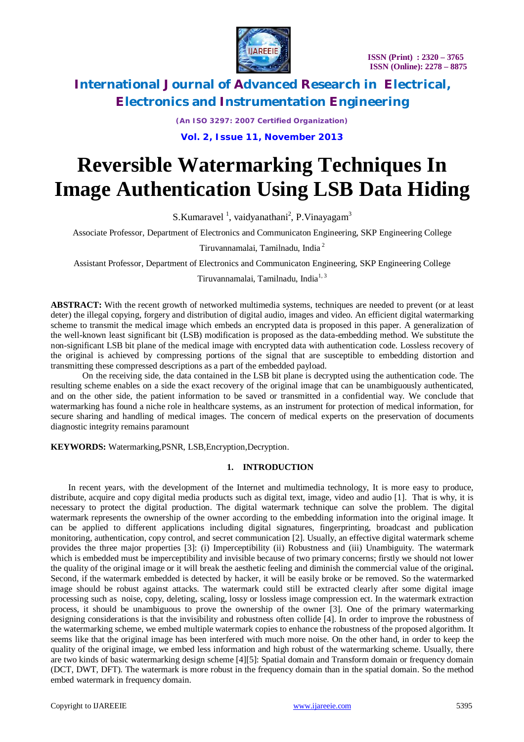# Reversible Watermarking Techniques In Image Authentication Using LSB Data Hiding

S.Kumaravel [1], vaidyanathani[2], P.Vinayagam[3]

Associate Professor, Department of Electronics and Communicaton Engineering, SKP Engineering College

Tiruvannamalai, Tamilnadu, India [2]

Assistant Professor, Department of Electronics and Communicaton Engineering, SKP Engineering College

Tiruvannamalai, Tamilnadu, India[1, 3]

**ABSTRACT:** With the recent growth of networked multimedia systems, techniques are needed to prevent (or at least deter) the illegal copying, forgery and distribution of digital audio, images and video. An efficient digital watermarking scheme to transmit the medical image which embeds an encrypted data is proposed in this paper. A generalization of the well-known least significant bit (LSB) modification is proposed as the data-embedding method. We substitute the non-significant LSB bit plane of the medical image with encrypted data with authentication code. Lossless recovery of the original is achieved by compressing portions of the signal that are susceptible to embedding distortion and transmitting these compressed descriptions as a part of the embedded payload.

On the receiving side, the data contained in the LSB bit plane is decrypted using the authentication code. The resulting scheme enables on a side the exact recovery of the original image that can be unambiguously authenticated, and on the other side, the patient information to be saved or transmitted in a confidential way. We conclude that watermarking has found a niche role in healthcare systems, as an instrument for protection of medical information, for secure sharing and handling of medical images. The concern of medical experts on the preservation of documents diagnostic integrity remains paramount

**KEYWORDS:** Watermarking,PSNR, LSB,Encryption,Decryption.

## 1. INTRODUCTION

In recent years, with the development of the Internet and multimedia technology, It is more easy to produce, distribute, acquire and copy digital media products such as digital text, image, video and audio [1]. That is why, it is necessary to protect the digital production. The digital watermark technique can solve the problem. The digital watermark represents the ownership of the owner according to the embedding information into the original image. It can be applied to different applications including digital signatures, fingerprinting, broadcast and publication monitoring, authentication, copy control, and secret communication [2]. Usually, an effective digital watermark scheme provides the three major properties [3]: (i) Imperceptibility (ii) Robustness and (iii) Unambiguity. The watermark which is embedded must be imperceptibility and invisible because of two primary concerns; firstly we should not lower the quality of the original image or it will break the aesthetic feeling and diminish the commercial value of the original**.** Second, if the watermark embedded is detected by hacker, it will be easily broke or be removed. So the watermarked image should be robust against attacks. The watermark could still be extracted clearly after some digital image processing such as noise, copy, deleting, scaling, lossy or lossless image compression ect. In the watermark extraction process, it should be unambiguous to prove the ownership of the owner [3]. One of the primary watermarking designing considerations is that the invisibility and robustness often collide [4]. In order to improve the robustness of the watermarking scheme, we embed multiple watermark copies to enhance the robustness of the proposed algorithm. It seems like that the original image has been interfered with much more noise. On the other hand, in order to keep the quality of the original image, we embed less information and high robust of the watermarking scheme. Usually, there are two kinds of basic watermarking design scheme [4][5]: Spatial domain and Transform domain or frequency domain (DCT, DWT, DFT). The watermark is more robust in the frequency domain than in the spatial domain. So the method embed watermark in frequency domain.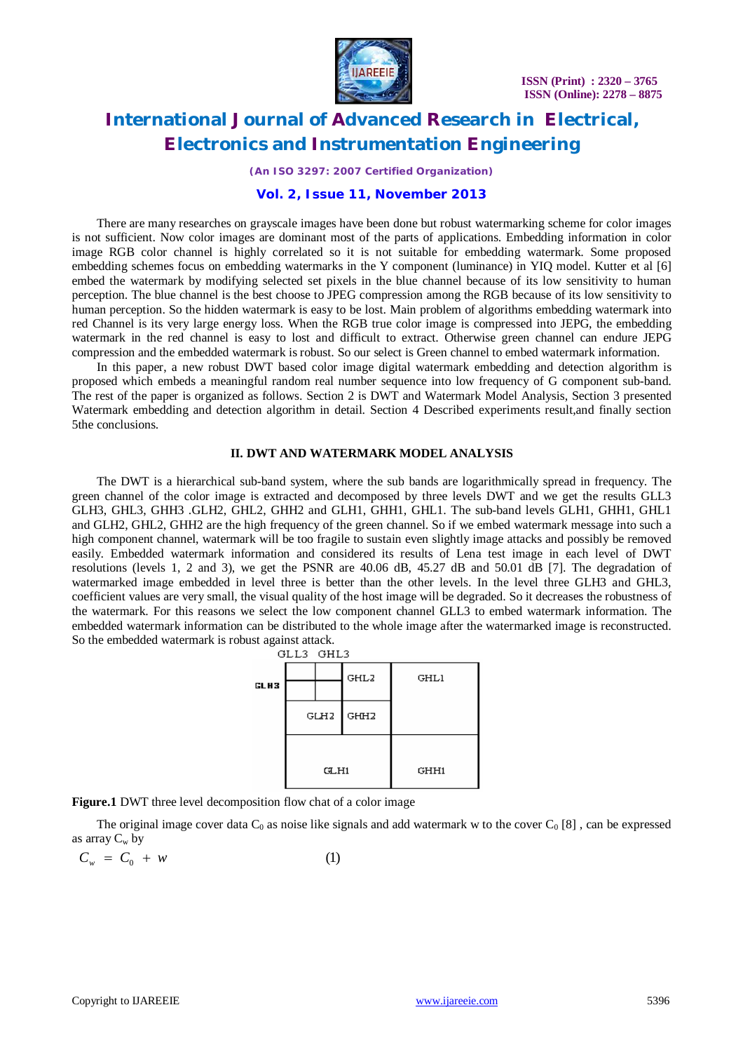There are many researches on grayscale images have been done but robust watermarking scheme for color images is not sufficient. Now color images are dominant most of the parts of applications. Embedding information in color image RGB color channel is highly correlated so it is not suitable for embedding watermark. Some proposed embedding schemes focus on embedding watermarks in the Y component (luminance) in YIQ model. Kutter et al [6] embed the watermark by modifying selected set pixels in the blue channel because of its low sensitivity to human perception. The blue channel is the best choose to JPEG compression among the RGB because of its low sensitivity to human perception. So the hidden watermark is easy to be lost. Main problem of algorithms embedding watermark into red Channel is its very large energy loss. When the RGB true color image is compressed into JEPG, the embedding watermark in the red channel is easy to lost and difficult to extract. Otherwise green channel can endure JEPG compression and the embedded watermark is robust. So our select is Green channel to embed watermark information.

In this paper, a new robust DWT based color image digital watermark embedding and detection algorithm is proposed which embeds a meaningful random real number sequence into low frequency of G component sub-band. The rest of the paper is organized as follows. Section 2 is DWT and Watermark Model Analysis, Section 3 presented Watermark embedding and detection algorithm in detail. Section 4 Described experiments result,and finally section 5the conclusions.

## II. DWT AND WATERMARK MODEL ANALYSIS

The DWT is a hierarchical sub-band system, where the sub bands are logarithmically spread in frequency. The green channel of the color image is extracted and decomposed by three levels DWT and we get the results GLL3 GLH3, GHL3, GHH3 .GLH2, GHL2, GHH2 and GLH1, GHH1, GHL1. The sub-band levels GLH1, GHH1, GHL1 and GLH2, GHL2, GHH2 are the high frequency of the green channel. So if we embed watermark message into such a high component channel, watermark will be too fragile to sustain even slightly image attacks and possibly be removed easily. Embedded watermark information and considered its results of Lena test image in each level of DWT resolutions (levels 1, 2 and 3), we get the PSNR are 40.06 dB, 45.27 dB and 50.01 dB [7]. The degradation of watermarked image embedded in level three is better than the other levels. In the level three GLH3 and GHL3, coefficient values are very small, the visual quality of the host image will be degraded. So it decreases the robustness of the watermark. For this reasons we select the low component channel GLL3 to embed watermark information. The embedded watermark information can be distributed to the whole image after the watermarked image is reconstructed. So the embedded watermark is robust against attack.

| GLL3 | GHL3 | GHL2 | GHL1 |
|---|---|---|---|
| GLH3 | GHH3 | | |
| GLH2 | | GHH2 | |
| GLH1 | | | GHH1 |

**Figure.1** DWT three level decomposition flow chat of a color image

The original image cover data $C_0$ as noise like signals and add watermark w to the cover $C_0$ [8] , can be expressed as array $C_w$ by

$$C_w = C_0 + w \qquad (1)$$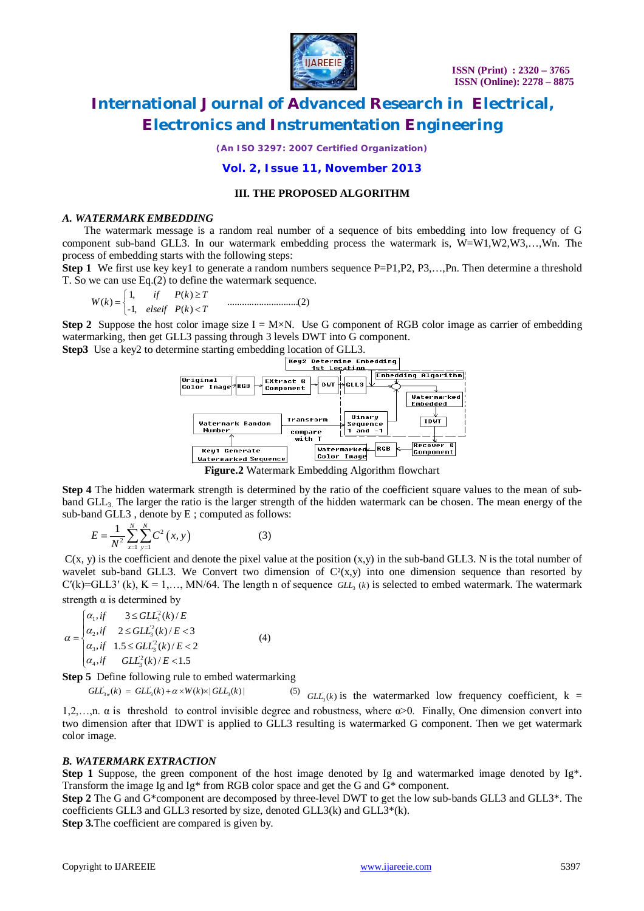## III. THE PROPOSED ALGORITHM

### *A. WATERMARK EMBEDDING*

The watermark message is a random real number of a sequence of bits embedding into low frequency of G component sub-band GLL3. In our watermark embedding process the watermark is, W=W1,W2,W3,…,Wn. The process of embedding starts with the following steps:

**Step 1** We first use key key1 to generate a random numbers sequence P=P1,P2, P3,…,Pn. Then determine a threshold T. So we can use Eq.(2) to define the watermark sequence.

$$W(k) = \begin{cases} 1, & if \quad P(k) \geq T \\ -1, & elseif \quad P(k) < T \end{cases} \qquad (2)$$

**Step 2** Suppose the host color image size I = M×N. Use G component of RGB color image as carrier of embedding watermarking, then get GLL3 passing through 3 levels DWT into G component.

**Step3** Use a key2 to determine starting embedding location of GLL3.

**Figure.2** Watermark Embedding Algorithm flowchart

**Step 4** The hidden watermark strength is determined by the ratio of the coefficient square values to the mean of sub-band $GLL_3$. The larger the ratio is the larger strength of the hidden watermark can be chosen. The mean energy of the sub-band GLL3 , denote by E ; computed as follows:

$$E = \frac{1}{N^2}\sum_{x=1}^{N}\sum_{y=1}^{N} C^2(x,y) \qquad (3)$$

C(x, y) is the coefficient and denote the pixel value at the position (x,y) in the sub-band GLL3. N is the total number of wavelet sub-band GLL3. We Convert two dimension of $C^2(x,y)$ into one dimension sequence than resorted by C′(k)=GLL3′ (k), K = 1,…, MN/64. The length n of sequence $GLL_3(k)$ is selected to embed watermark. The watermark strength α is determined by

$$\alpha = \begin{cases} \alpha_1, if & 3 \leq GLL_3^{'2}(k)/E \\ \alpha_2, if & 2 \leq GLL_3^{'2}(k)/E < 3 \\ \alpha_3, if & 1.5 \leq GLL_3^{2}(k)/E < 2 \\ \alpha_4, if & GLL_3^{2}(k)/E < 1.5 \end{cases} \qquad (4)$$

**Step 5** Define following rule to embed watermarking

$$GLL_{3w}^{'}(k) = GLL_3^{'}(k) + \alpha \times W(k) \times |GLL_3(k)| \qquad (5)$$

$GLL_3^{'}(k)$ is the watermarked low frequency coefficient, k = 1,2,…,n. α is threshold to control invisible degree and robustness, where α>0. Finally, One dimension convert into two dimension after that IDWT is applied to GLL3 resulting is watermarked G component. Then we get watermark color image.

### *B. WATERMARK EXTRACTION*

**Step 1** Suppose, the green component of the host image denoted by Ig and watermarked image denoted by Ig*. Transform the image Ig and Ig* from RGB color space and get the G and G* component.

**Step 2** The G and G*component are decomposed by three-level DWT to get the low sub-bands GLL3 and GLL3*. The coefficients GLL3 and GLL3 resorted by size, denoted GLL3(k) and GLL3*(k).

**Step 3.**The coefficient are compared is given by.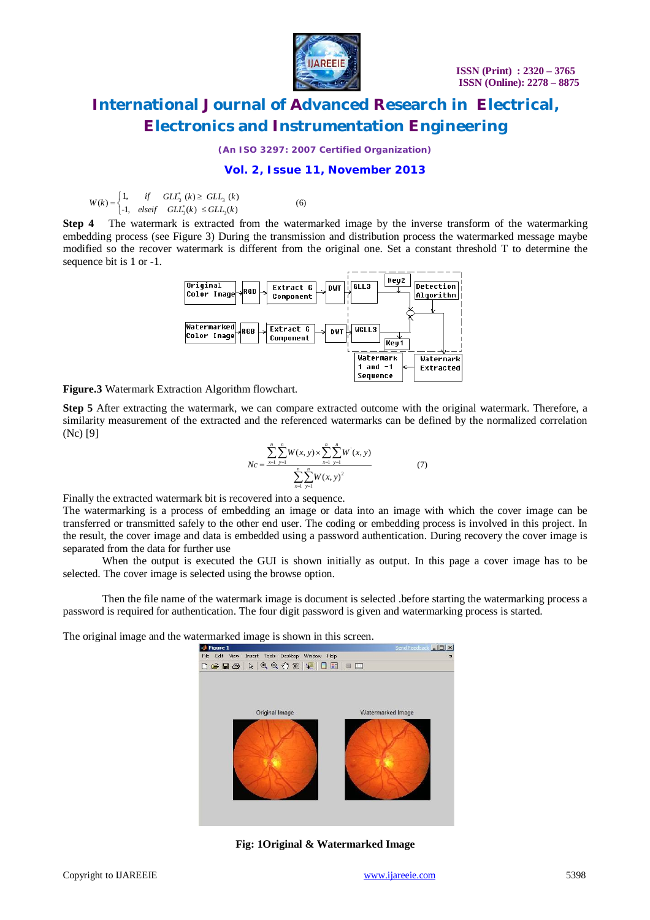$$W(k)=\begin{cases}1, & if \quad GLL_3^*(k)\geq GLL_3(k)\\ -1, & elseif \quad GLL_3^*(k)\leq GLL_3(k)\end{cases} \tag{6}$$

**Step 4** The watermark is extracted from the watermarked image by the inverse transform of the watermarking embedding process (see Figure 3) During the transmission and distribution process the watermarked message maybe modified so the recover watermark is different from the original one. Set a constant threshold T to determine the sequence bit is 1 or -1.

**Figure.3** Watermark Extraction Algorithm flowchart.

**Step 5** After extracting the watermark, we can compare extracted outcome with the original watermark. Therefore, a similarity measurement of the extracted and the referenced watermarks can be defined by the normalized correlation (Nc) [9]

$$Nc=\frac{\sum_{x=1}^{n}\sum_{y=1}^{n}W(x,y)\times\sum_{x=1}^{n}\sum_{y=1}^{n}W'(x,y)}{\sum_{x=1}^{n}\sum_{y=1}^{n}W(x,y)^2} \tag{7}$$

Finally the extracted watermark bit is recovered into a sequence.

The watermarking is a process of embedding an image or data into an image with which the cover image can be transferred or transmitted safely to the other end user. The coding or embedding process is involved in this project. In the result, the cover image and data is embedded using a password authentication. During recovery the cover image is separated from the data for further use

When the output is executed the GUI is shown initially as output. In this page a cover image has to be selected. The cover image is selected using the browse option.

Then the file name of the watermark image is document is selected .before starting the watermarking process a password is required for authentication. The four digit password is given and watermarking process is started.

The original image and the watermarked image is shown in this screen.

**Fig: 1Original & Watermarked Image**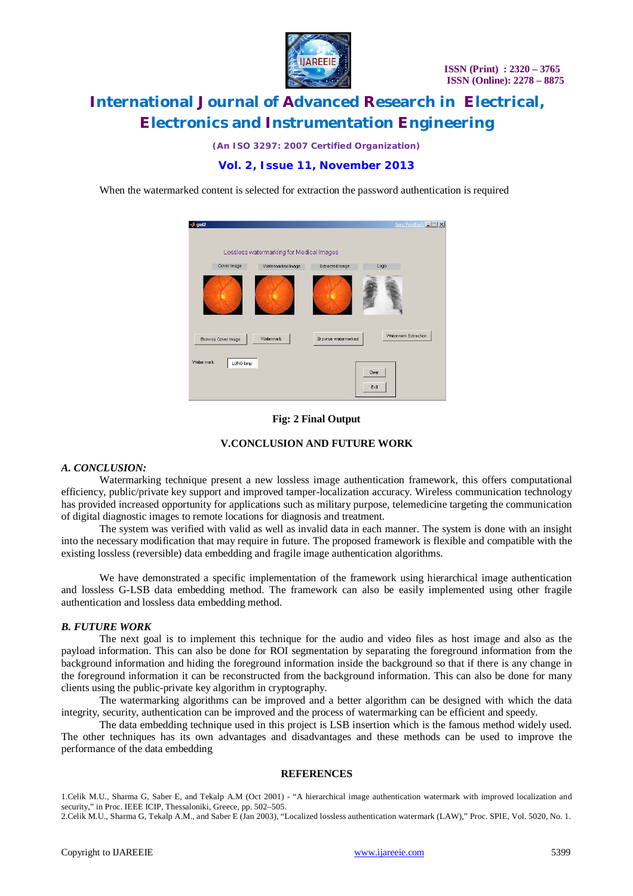When the watermarked content is selected for extraction the password authentication is required

**Fig: 2 Final Output**

## V.CONCLUSION AND FUTURE WORK

### *A. CONCLUSION:*

Watermarking technique present a new lossless image authentication framework, this offers computational efficiency, public/private key support and improved tamper-localization accuracy. Wireless communication technology has provided increased opportunity for applications such as military purpose, telemedicine targeting the communication of digital diagnostic images to remote locations for diagnosis and treatment.

The system was verified with valid as well as invalid data in each manner. The system is done with an insight into the necessary modification that may require in future. The proposed framework is flexible and compatible with the existing lossless (reversible) data embedding and fragile image authentication algorithms.

We have demonstrated a specific implementation of the framework using hierarchical image authentication and lossless G-LSB data embedding method. The framework can also be easily implemented using other fragile authentication and lossless data embedding method.

### *B. FUTURE WORK*

The next goal is to implement this technique for the audio and video files as host image and also as the payload information. This can also be done for ROI segmentation by separating the foreground information from the background information and hiding the foreground information inside the background so that if there is any change in the foreground information it can be reconstructed from the background information. This can also be done for many clients using the public-private key algorithm in cryptography.

The watermarking algorithms can be improved and a better algorithm can be designed with which the data integrity, security, authentication can be improved and the process of watermarking can be efficient and speedy.

The data embedding technique used in this project is LSB insertion which is the famous method widely used. The other techniques has its own advantages and disadvantages and these methods can be used to improve the performance of the data embedding

## REFERENCES

1.Celik M.U., Sharma G, Saber E, and Tekalp A.M (Oct 2001) - "A hierarchical image authentication watermark with improved localization and security," in Proc. IEEE ICIP, Thessaloniki, Greece, pp. 502–505.

2.Celik M.U., Sharma G, Tekalp A.M., and Saber E (Jan 2003), "Localized lossless authentication watermark (LAW)," Proc. SPIE, Vol. 5020, No. 1.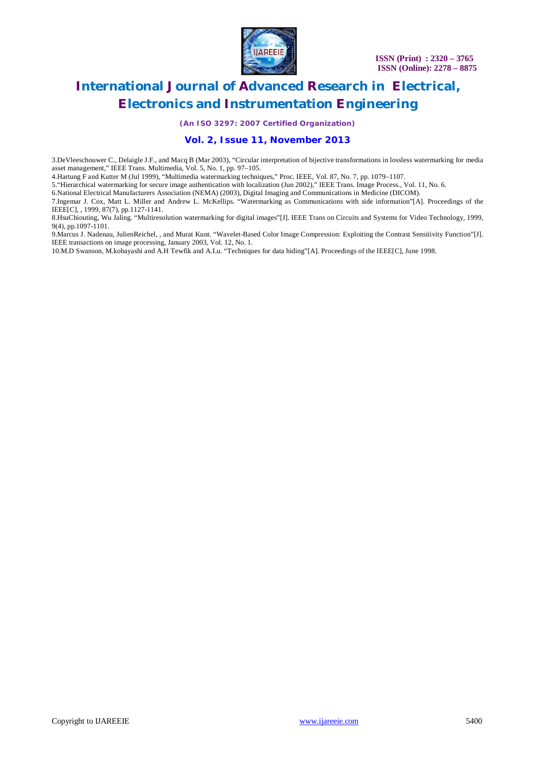3.DeVleeschouwer C., Delaigle J.F., and Macq B (Mar 2003), "Circular interpretation of bijective transformations in lossless watermarking for media asset management," IEEE Trans. Multimedia, Vol. 5, No. 1, pp. 97–105.

4.Hartung F and Kutter M (Jul 1999), "Multimedia watermarking techniques," Proc. IEEE, Vol. 87, No. 7, pp. 1079–1107.

5."Hierarchical watermarking for secure image authentication with localization (Jun 2002)," IEEE Trans. Image Process., Vol. 11, No. 6.

6.National Electrical Manufacturers Association (NEMA) (2003), Digital Imaging and Communications in Medicine (DICOM).

7.Ingemar J. Cox, Matt L. Miller and Andrew L. McKellips. "Watermarking as Communications with side information"[A]. Proceedings of the IEEE[C], , 1999, 87(7), pp.1127-1141.

8.HsuChiouting, Wu Jaling. "Multiresolution watermarking for digital images"[J]. IEEE Trans on Circuits and Systems for Video Technology, 1999, 9(4), pp.1097-1101.

9.Marcus J. Nadenau, JulienReichel, , and Murat Kunt. "Wavelet-Based Color Image Compression: Exploiting the Contrast Sensitivity Function"[J]. IEEE transactions on image processing, January 2003, Vol. 12, No. 1.

10.M.D Swanson, M.kobayashi and A.H Tewfik and A.Lu. "Techniques for data hiding"[A]. Proceedings of the IEEE[C], June 1998.